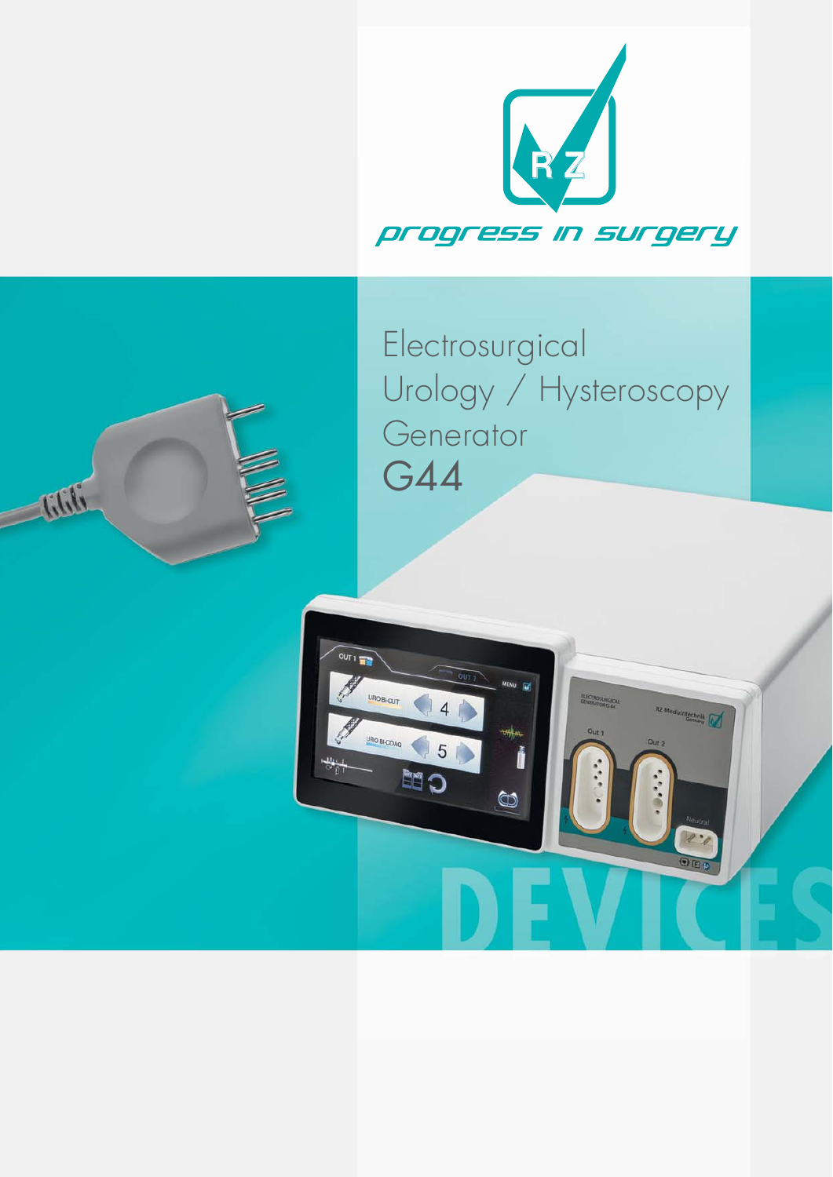progress in surgery

# Electrosurgical Urology / Hysteroscopy Generator G44

DEVICES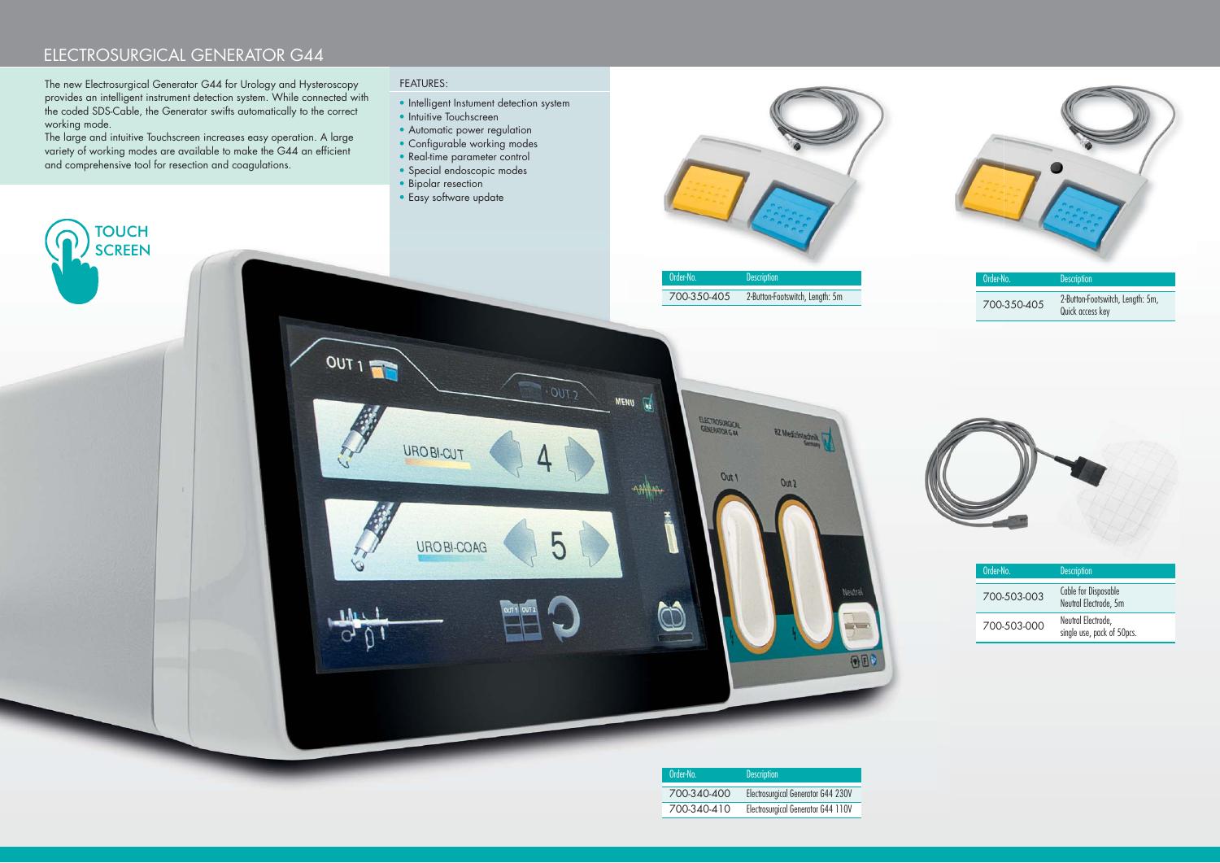# ELECTROSURGICAL GENERATOR G44

The new Electrosurgical Generator G44 for Urology and Hysteroscopy provides an intelligent instrument detection system. While connected with the coded SDS-Cable, the Generator swifts automatically to the correct working mode.
The large and intuitive Touchscreen increases easy operation. A large variety of working modes are available to make the G44 an efficient and comprehensive tool for resection and coagulations.

TOUCH SCREEN

FEATURES:

- Intelligent Instument detection system
- Intuitive Touchscreen
- Automatic power regulation
- Configurable working modes
- Real-time parameter control
- Special endoscopic modes
- Bipolar resection
- Easy software update

| Order-No. | Description |
|---|---|
| 700-350-405 | 2-Button-Footswitch, Length: 5m |

| Order-No. | Description |
|---|---|
| 700-350-405 | 2-Button-Footswitch, Length: 5m, Quick access key |

| Order-No. | Description |
|---|---|
| 700-503-003 | Cable for Disposable Neutral Electrode, 5m |
| 700-503-000 | Neutral Electrode, single use, pack of 50pcs. |

| Order-No. | Description |
|---|---|
| 700-340-400 | Electrosurgical Generator G44 230V |
| 700-340-410 | Electrosurgical Generator G44 110V |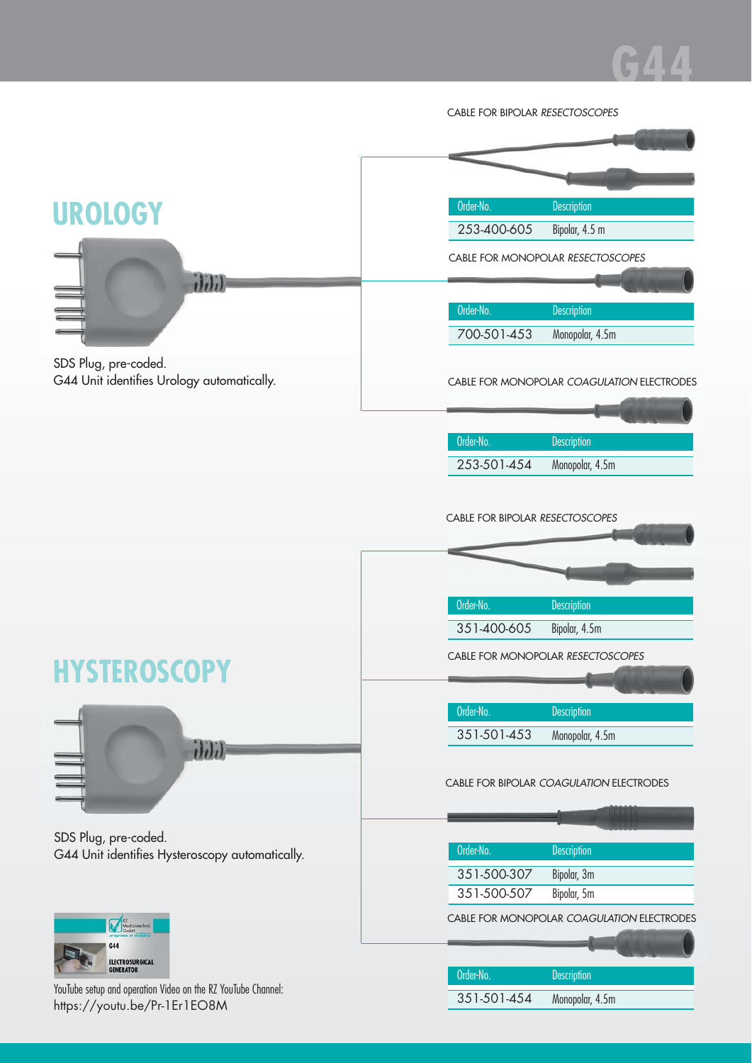# G44

# UROLOGY

SDS Plug, pre-coded.
G44 Unit identifies Urology automatically.

CABLE FOR BIPOLAR *RESECTOSCOPES*

| Order-No. | Description |
|---|---|
| 253-400-605 | Bipolar, 4.5 m |

CABLE FOR MONOPOLAR *RESECTOSCOPES*

| Order-No. | Description |
|---|---|
| 700-501-453 | Monopolar, 4.5m |

CABLE FOR MONOPOLAR *COAGULATION* ELECTRODES

| Order-No. | Description |
|---|---|
| 253-501-454 | Monopolar, 4.5m |

# HYSTEROSCOPY

SDS Plug, pre-coded.
G44 Unit identifies Hysteroscopy automatically.

CABLE FOR BIPOLAR *RESECTOSCOPES*

| Order-No. | Description |
|---|---|
| 351-400-605 | Bipolar, 4.5m |

CABLE FOR MONOPOLAR *RESECTOSCOPES*

| Order-No. | Description |
|---|---|
| 351-501-453 | Monopolar, 4.5m |

CABLE FOR BIPOLAR *COAGULATION* ELECTRODES

| Order-No. | Description |
|---|---|
| 351-500-307 | Bipolar, 3m |
| 351-500-507 | Bipolar, 5m |

CABLE FOR MONOPOLAR *COAGULATION* ELECTRODES

| Order-No. | Description |
|---|---|
| 351-501-454 | Monopolar, 4.5m |

YouTube setup and operation Video on the RZ YouTube Channel:
https://youtu.be/Pr-1Er1EO8M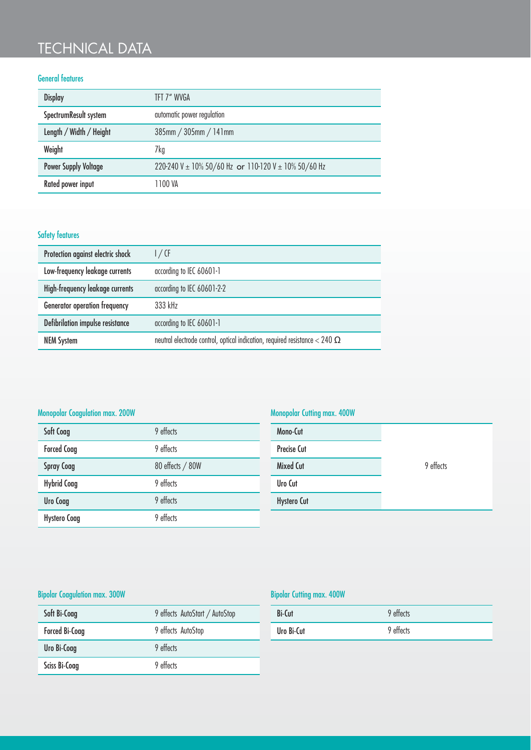# TECHNICAL DATA

### General features

| | |
|---|---|
| Display | TFT 7" WVGA |
| SpectrumResult system | automatic power regulation |
| Length / Width / Height | 385mm / 305mm / 141mm |
| Weight | 7kg |
| Power Supply Voltage | 220-240 V ± 10% 50/60 Hz or 110-120 V ± 10% 50/60 Hz |
| Rated power input | 1100 VA |

### Safety features

| | |
|---|---|
| Protection against electric shock | I / CF |
| Low-frequency leakage currents | according to IEC 60601-1 |
| High-frequency leakage currents | according to IEC 60601-2-2 |
| Generator operation frequency | 333 kHz |
| Defibrilation impulse resistance | according to IEC 60601-1 |
| NEM System | neutral electrode control, optical indication, required resistance < 240 Ω |

### Monopolar Coagulation max. 200W

| | |
|---|---|
| Soft Coag | 9 effects |
| Forced Coag | 9 effects |
| Spray Coag | 80 effects / 80W |
| Hybrid Coag | 9 effects |
| Uro Coag | 9 effects |
| Hystero Coag | 9 effects |

### Monopolar Cutting max. 400W

| | |
|---|---|
| Mono-Cut | 9 effects |
| Precise Cut | |
| Mixed Cut | |
| Uro Cut | |
| Hystero Cut | |

### Bipolar Coagulation max. 300W

| | |
|---|---|
| Soft Bi-Coag | 9 effects AutoStart / AutoStop |
| Forced Bi-Coag | 9 effects AutoStop |
| Uro Bi-Coag | 9 effects |
| Sciss Bi-Coag | 9 effects |

### Bipolar Cutting max. 400W

| | |
|---|---|
| Bi-Cut | 9 effects |
| Uro Bi-Cut | 9 effects |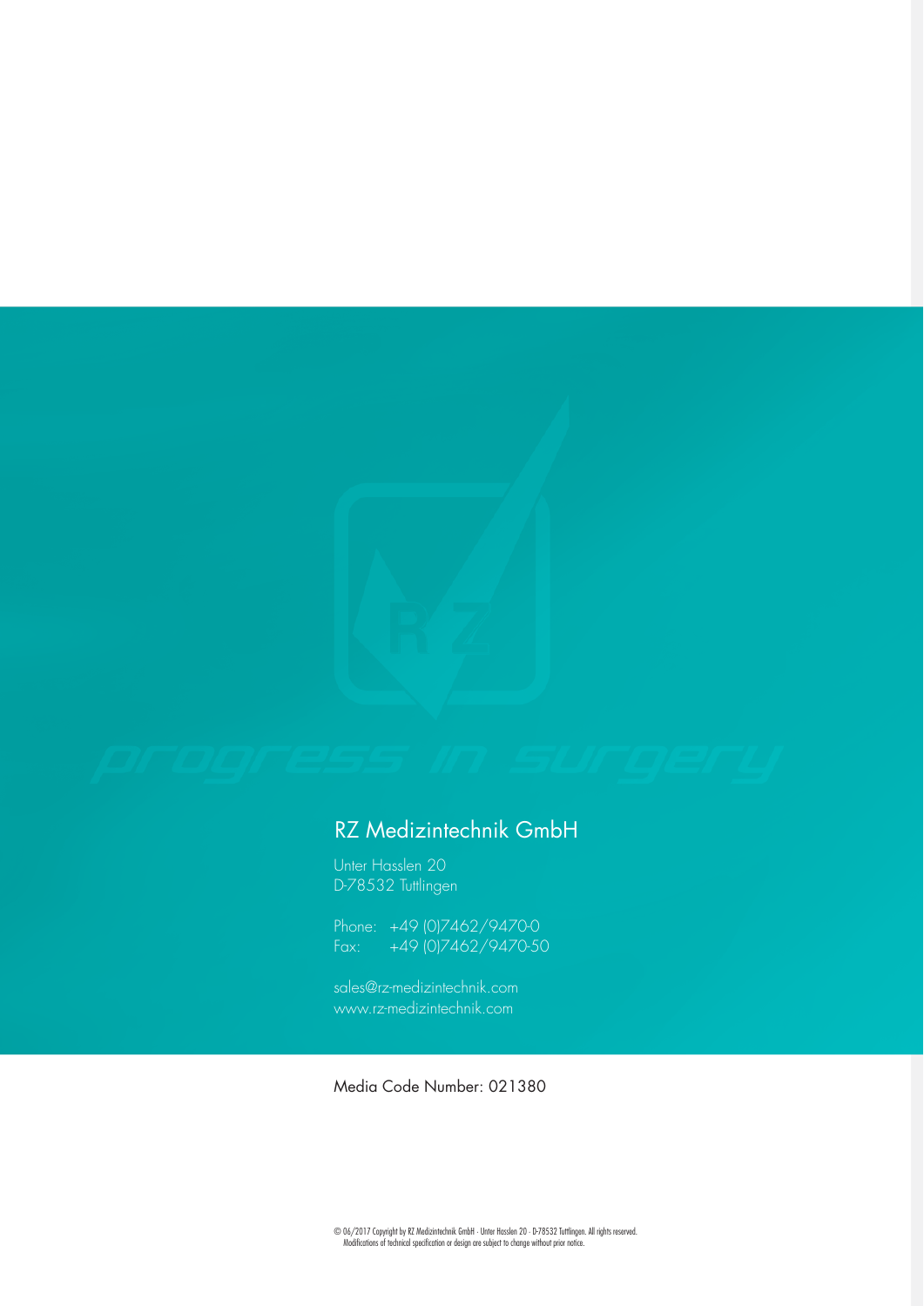progress in surgery

## RZ Medizintechnik GmbH

Unter Hasslen 20
D-78532 Tuttlingen

Phone: +49 (0)7462/9470-0
Fax: +49 (0)7462/9470-50

sales@rz-medizintechnik.com
www.rz-medizintechnik.com

Media Code Number: 021380

© 06/2017 Copyright by RZ Medizintechnik GmbH · Unter Hasslen 20 · D-78532 Tuttlingen. All rights reserved.
Modifications of technical specification or design are subject to change without prior notice.